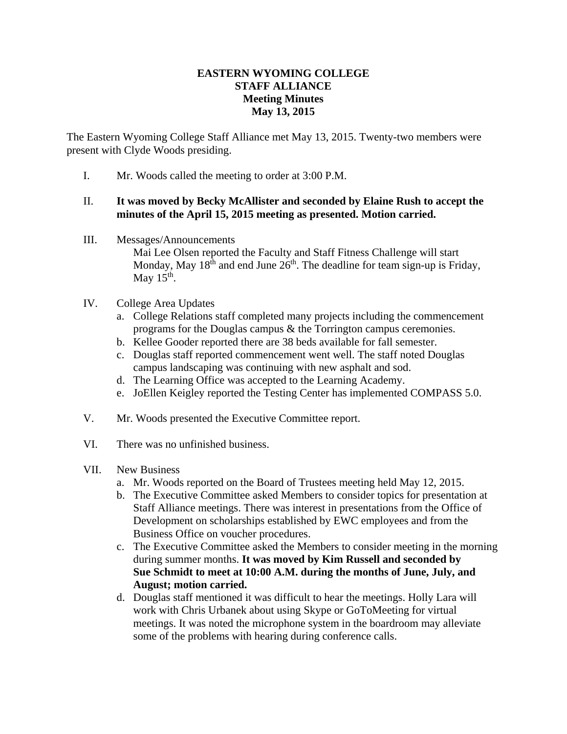**EASTERN WYOMING COLLEGE**
**STAFF ALLIANCE**
**Meeting Minutes**
**May 13, 2015**

The Eastern Wyoming College Staff Alliance met May 13, 2015. Twenty-two members were present with Clyde Woods presiding.

I. Mr. Woods called the meeting to order at 3:00 P.M.

II. **It was moved by Becky McAllister and seconded by Elaine Rush to accept the minutes of the April 15, 2015 meeting as presented. Motion carried.**

III. Messages/Announcements

Mai Lee Olsen reported the Faculty and Staff Fitness Challenge will start Monday, May 18th and end June 26th. The deadline for team sign-up is Friday, May 15th.

IV. College Area Updates

a. College Relations staff completed many projects including the commencement programs for the Douglas campus & the Torrington campus ceremonies.
b. Kellee Gooder reported there are 38 beds available for fall semester.
c. Douglas staff reported commencement went well. The staff noted Douglas campus landscaping was continuing with new asphalt and sod.
d. The Learning Office was accepted to the Learning Academy.
e. JoEllen Keigley reported the Testing Center has implemented COMPASS 5.0.

V. Mr. Woods presented the Executive Committee report.

VI. There was no unfinished business.

VII. New Business

a. Mr. Woods reported on the Board of Trustees meeting held May 12, 2015.
b. The Executive Committee asked Members to consider topics for presentation at Staff Alliance meetings. There was interest in presentations from the Office of Development on scholarships established by EWC employees and from the Business Office on voucher procedures.
c. The Executive Committee asked the Members to consider meeting in the morning during summer months. **It was moved by Kim Russell and seconded by Sue Schmidt to meet at 10:00 A.M. during the months of June, July, and August; motion carried.**
d. Douglas staff mentioned it was difficult to hear the meetings. Holly Lara will work with Chris Urbanek about using Skype or GoToMeeting for virtual meetings. It was noted the microphone system in the boardroom may alleviate some of the problems with hearing during conference calls.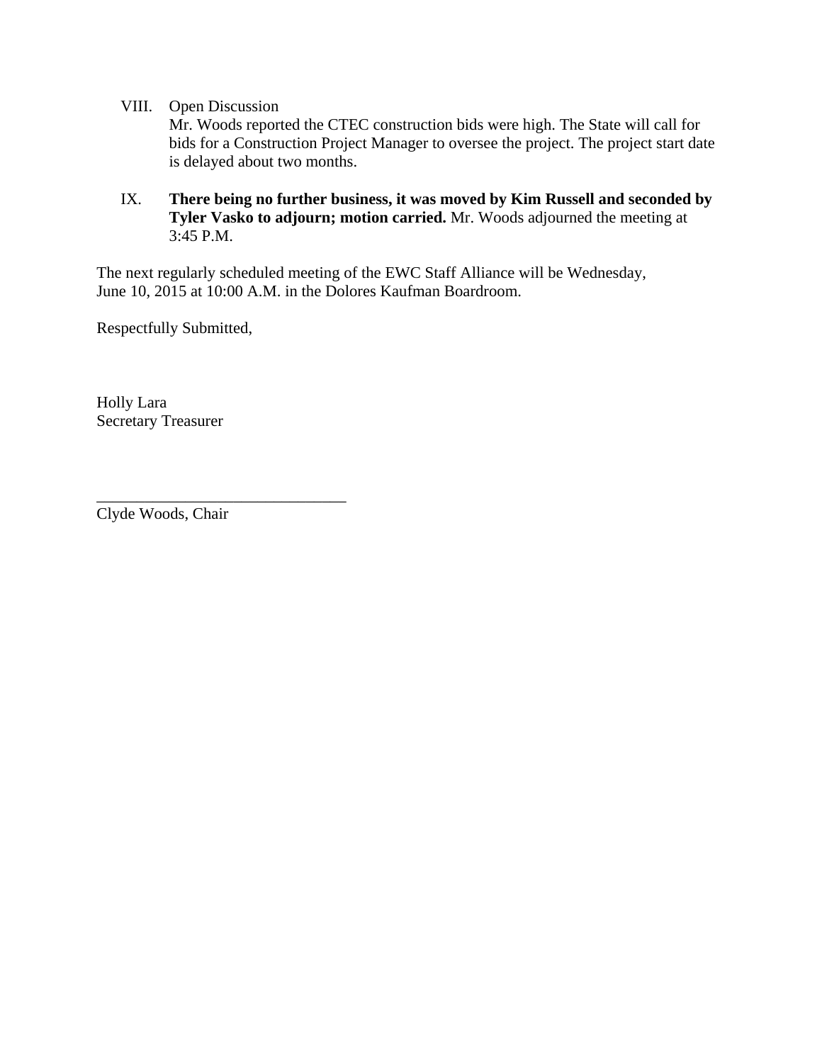VIII. Open Discussion

Mr. Woods reported the CTEC construction bids were high. The State will call for bids for a Construction Project Manager to oversee the project. The project start date is delayed about two months.

IX. **There being no further business, it was moved by Kim Russell and seconded by Tyler Vasko to adjourn; motion carried.** Mr. Woods adjourned the meeting at 3:45 P.M.

The next regularly scheduled meeting of the EWC Staff Alliance will be Wednesday, June 10, 2015 at 10:00 A.M. in the Dolores Kaufman Boardroom.

Respectfully Submitted,

Holly Lara
Secretary Treasurer

________________________________
Clyde Woods, Chair